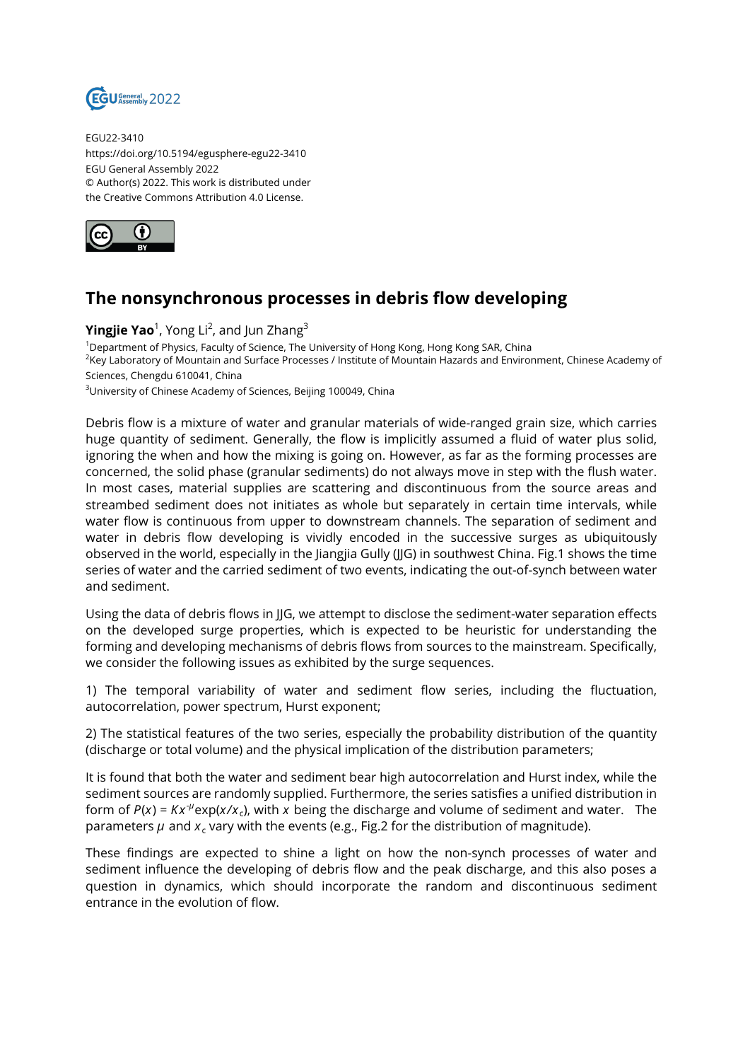EGU22-3410
https://doi.org/10.5194/egusphere-egu22-3410
EGU General Assembly 2022
© Author(s) 2022. This work is distributed under
the Creative Commons Attribution 4.0 License.

# The nonsynchronous processes in debris flow developing

**Yingjie Yao**[1], Yong Li[2], and Jun Zhang[3]

[1]Department of Physics, Faculty of Science, The University of Hong Kong, Hong Kong SAR, China
[2]Key Laboratory of Mountain and Surface Processes / Institute of Mountain Hazards and Environment, Chinese Academy of Sciences, Chengdu 610041, China
[3]University of Chinese Academy of Sciences, Beijing 100049, China

Debris flow is a mixture of water and granular materials of wide-ranged grain size, which carries huge quantity of sediment. Generally, the flow is implicitly assumed a fluid of water plus solid, ignoring the when and how the mixing is going on. However, as far as the forming processes are concerned, the solid phase (granular sediments) do not always move in step with the flush water. In most cases, material supplies are scattering and discontinuous from the source areas and streambed sediment does not initiates as whole but separately in certain time intervals, while water flow is continuous from upper to downstream channels. The separation of sediment and water in debris flow developing is vividly encoded in the successive surges as ubiquitously observed in the world, especially in the Jiangjia Gully (JJG) in southwest China. Fig.1 shows the time series of water and the carried sediment of two events, indicating the out-of-synch between water and sediment.

Using the data of debris flows in JJG, we attempt to disclose the sediment-water separation effects on the developed surge properties, which is expected to be heuristic for understanding the forming and developing mechanisms of debris flows from sources to the mainstream. Specifically, we consider the following issues as exhibited by the surge sequences.

1) The temporal variability of water and sediment flow series, including the fluctuation, autocorrelation, power spectrum, Hurst exponent;

2) The statistical features of the two series, especially the probability distribution of the quantity (discharge or total volume) and the physical implication of the distribution parameters;

It is found that both the water and sediment bear high autocorrelation and Hurst index, while the sediment sources are randomly supplied. Furthermore, the series satisfies a unified distribution in form of $P(x) = Kx^{-\mu}\exp(x/x_c)$, with $x$ being the discharge and volume of sediment and water. The parameters $\mu$ and $x_c$ vary with the events (e.g., Fig.2 for the distribution of magnitude).

These findings are expected to shine a light on how the non-synch processes of water and sediment influence the developing of debris flow and the peak discharge, and this also poses a question in dynamics, which should incorporate the random and discontinuous sediment entrance in the evolution of flow.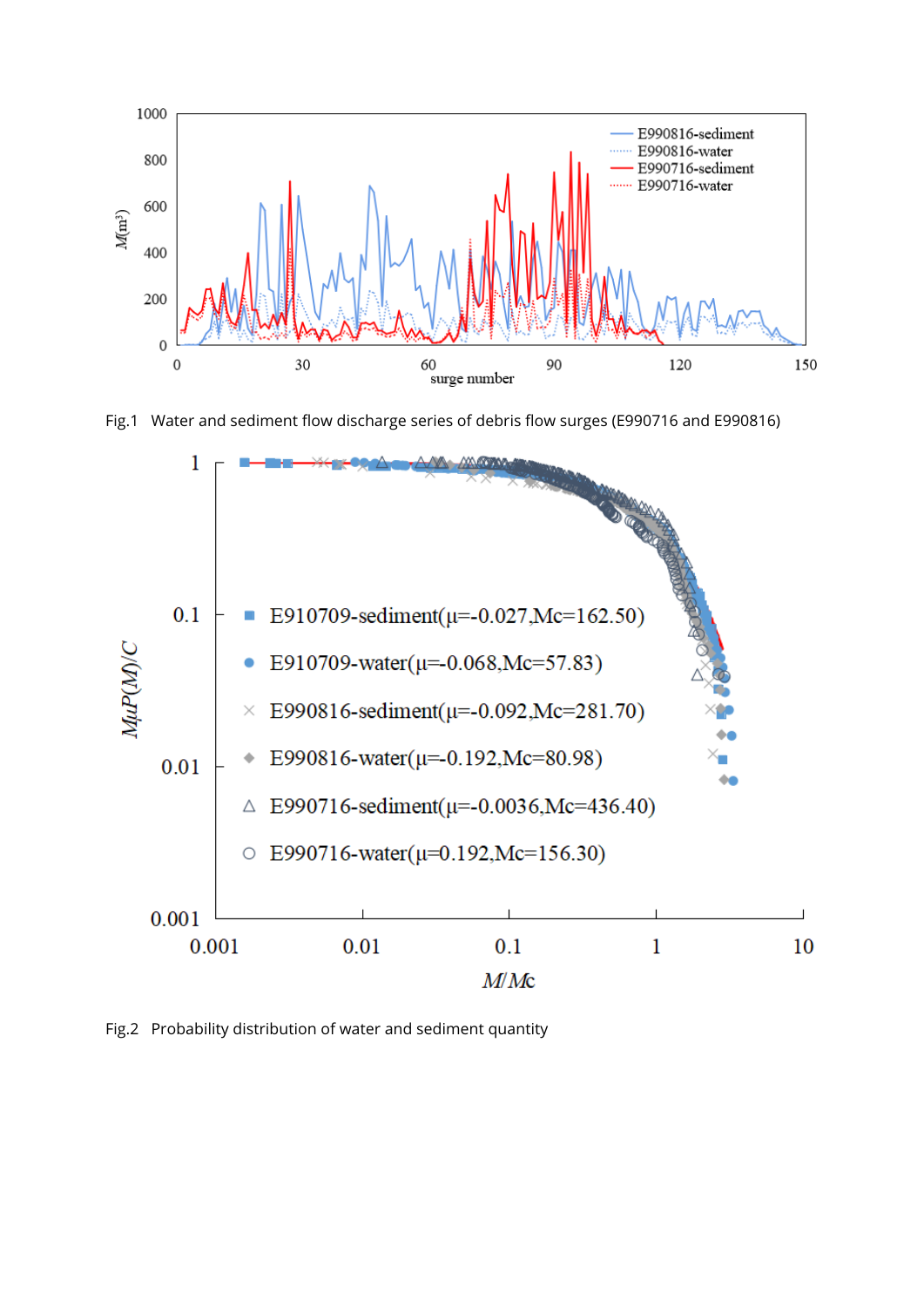1000
800
600
400
200
0
$M(m^3)$
0
30
60
90
120
150
surge number
E990816-sediment
E990816-water
E990716-sediment
E990716-water

Fig.1 Water and sediment flow discharge series of debris flow surges (E990716 and E990816)

1
0.1
0.01
0.001
$M\mu P(M)/C$
0.001
0.01
0.1
1
10
$M/Mc$
E910709-sediment(μ=-0.027,Mc=162.50)
E910709-water(μ=-0.068,Mc=57.83)
E990816-sediment(μ=-0.092,Mc=281.70)
E990816-water(μ=-0.192,Mc=80.98)
E990716-sediment(μ=-0.0036,Mc=436.40)
E990716-water(μ=0.192,Mc=156.30)

Fig.2 Probability distribution of water and sediment quantity